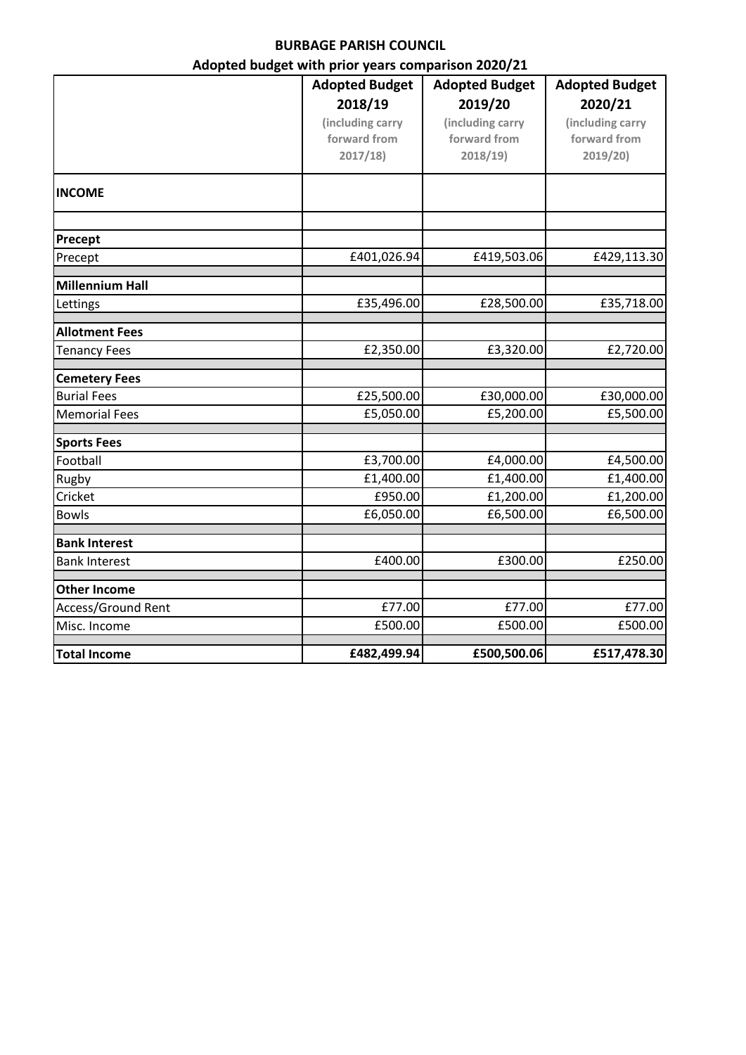# BURBAGE PARISH COUNCIL

## Adopted budget with prior years comparison 2020/21

| | Adopted Budget 2018/19 (including carry forward from 2017/18) | Adopted Budget 2019/20 (including carry forward from 2018/19) | Adopted Budget 2020/21 (including carry forward from 2019/20) |
|---|---|---|---|
| **INCOME** | | | |
| | | | |
| **Precept** | | | |
| Precept | £401,026.94 | £419,503.06 | £429,113.30 |
| **Millennium Hall** | | | |
| Lettings | £35,496.00 | £28,500.00 | £35,718.00 |
| **Allotment Fees** | | | |
| Tenancy Fees | £2,350.00 | £3,320.00 | £2,720.00 |
| **Cemetery Fees** | | | |
| Burial Fees | £25,500.00 | £30,000.00 | £30,000.00 |
| Memorial Fees | £5,050.00 | £5,200.00 | £5,500.00 |
| **Sports Fees** | | | |
| Football | £3,700.00 | £4,000.00 | £4,500.00 |
| Rugby | £1,400.00 | £1,400.00 | £1,400.00 |
| Cricket | £950.00 | £1,200.00 | £1,200.00 |
| Bowls | £6,050.00 | £6,500.00 | £6,500.00 |
| **Bank Interest** | | | |
| Bank Interest | £400.00 | £300.00 | £250.00 |
| **Other Income** | | | |
| Access/Ground Rent | £77.00 | £77.00 | £77.00 |
| Misc. Income | £500.00 | £500.00 | £500.00 |
| **Total Income** | **£482,499.94** | **£500,500.06** | **£517,478.30** |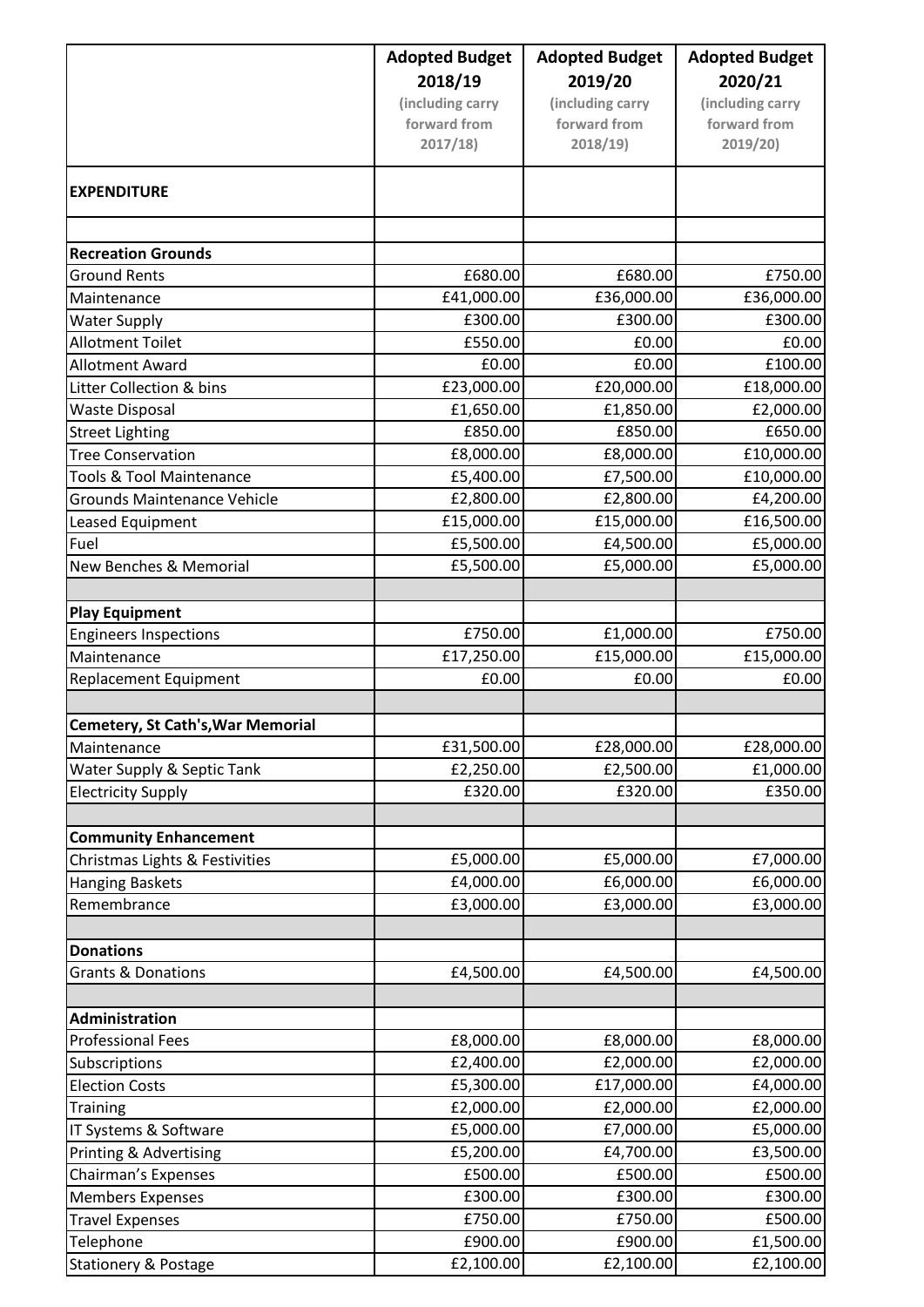| | Adopted Budget 2018/19 (including carry forward from 2017/18) | Adopted Budget 2019/20 (including carry forward from 2018/19) | Adopted Budget 2020/21 (including carry forward from 2019/20) |
|---|---|---|---|
| **EXPENDITURE** | | | |
| | | | |
| **Recreation Grounds** | | | |
| Ground Rents | £680.00 | £680.00 | £750.00 |
| Maintenance | £41,000.00 | £36,000.00 | £36,000.00 |
| Water Supply | £300.00 | £300.00 | £300.00 |
| Allotment Toilet | £550.00 | £0.00 | £0.00 |
| Allotment Award | £0.00 | £0.00 | £100.00 |
| Litter Collection & bins | £23,000.00 | £20,000.00 | £18,000.00 |
| Waste Disposal | £1,650.00 | £1,850.00 | £2,000.00 |
| Street Lighting | £850.00 | £850.00 | £650.00 |
| Tree Conservation | £8,000.00 | £8,000.00 | £10,000.00 |
| Tools & Tool Maintenance | £5,400.00 | £7,500.00 | £10,000.00 |
| Grounds Maintenance Vehicle | £2,800.00 | £2,800.00 | £4,200.00 |
| Leased Equipment | £15,000.00 | £15,000.00 | £16,500.00 |
| Fuel | £5,500.00 | £4,500.00 | £5,000.00 |
| New Benches & Memorial | £5,500.00 | £5,000.00 | £5,000.00 |
| | | | |
| **Play Equipment** | | | |
| Engineers Inspections | £750.00 | £1,000.00 | £750.00 |
| Maintenance | £17,250.00 | £15,000.00 | £15,000.00 |
| Replacement Equipment | £0.00 | £0.00 | £0.00 |
| | | | |
| **Cemetery, St Cath's,War Memorial** | | | |
| Maintenance | £31,500.00 | £28,000.00 | £28,000.00 |
| Water Supply & Septic Tank | £2,250.00 | £2,500.00 | £1,000.00 |
| Electricity Supply | £320.00 | £320.00 | £350.00 |
| | | | |
| **Community Enhancement** | | | |
| Christmas Lights & Festivities | £5,000.00 | £5,000.00 | £7,000.00 |
| Hanging Baskets | £4,000.00 | £6,000.00 | £6,000.00 |
| Remembrance | £3,000.00 | £3,000.00 | £3,000.00 |
| | | | |
| **Donations** | | | |
| Grants & Donations | £4,500.00 | £4,500.00 | £4,500.00 |
| | | | |
| **Administration** | | | |
| Professional Fees | £8,000.00 | £8,000.00 | £8,000.00 |
| Subscriptions | £2,400.00 | £2,000.00 | £2,000.00 |
| Election Costs | £5,300.00 | £17,000.00 | £4,000.00 |
| Training | £2,000.00 | £2,000.00 | £2,000.00 |
| IT Systems & Software | £5,000.00 | £7,000.00 | £5,000.00 |
| Printing & Advertising | £5,200.00 | £4,700.00 | £3,500.00 |
| Chairman's Expenses | £500.00 | £500.00 | £500.00 |
| Members Expenses | £300.00 | £300.00 | £300.00 |
| Travel Expenses | £750.00 | £750.00 | £500.00 |
| Telephone | £900.00 | £900.00 | £1,500.00 |
| Stationery & Postage | £2,100.00 | £2,100.00 | £2,100.00 |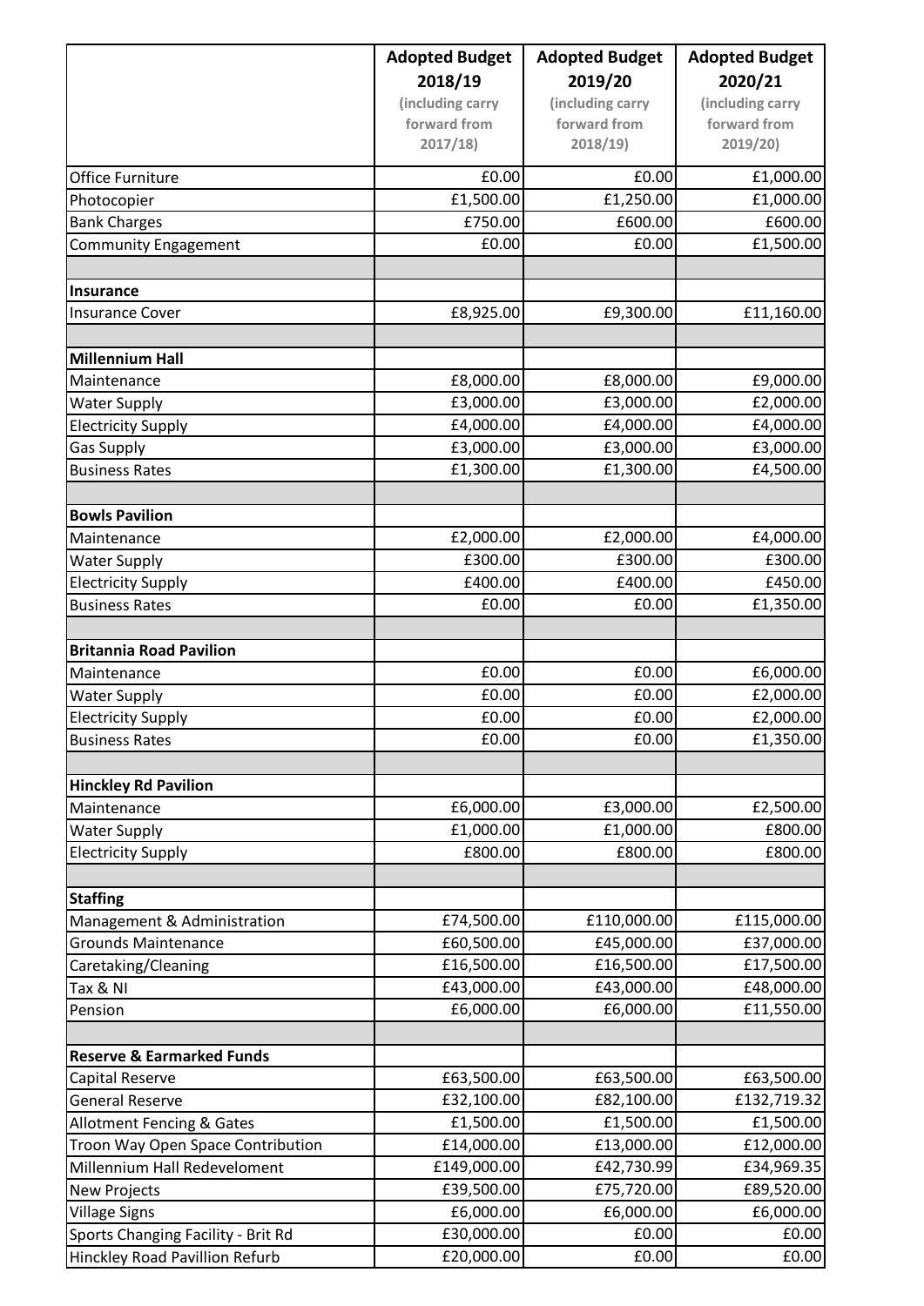| | Adopted Budget 2018/19 (including carry forward from 2017/18) | Adopted Budget 2019/20 (including carry forward from 2018/19) | Adopted Budget 2020/21 (including carry forward from 2019/20) |
|---|---|---|---|
| Office Furniture | £0.00 | £0.00 | £1,000.00 |
| Photocopier | £1,500.00 | £1,250.00 | £1,000.00 |
| Bank Charges | £750.00 | £600.00 | £600.00 |
| Community Engagement | £0.00 | £0.00 | £1,500.00 |
| | | | |
| **Insurance** | | | |
| Insurance Cover | £8,925.00 | £9,300.00 | £11,160.00 |
| | | | |
| **Millennium Hall** | | | |
| Maintenance | £8,000.00 | £8,000.00 | £9,000.00 |
| Water Supply | £3,000.00 | £3,000.00 | £2,000.00 |
| Electricity Supply | £4,000.00 | £4,000.00 | £4,000.00 |
| Gas Supply | £3,000.00 | £3,000.00 | £3,000.00 |
| Business Rates | £1,300.00 | £1,300.00 | £4,500.00 |
| | | | |
| **Bowls Pavilion** | | | |
| Maintenance | £2,000.00 | £2,000.00 | £4,000.00 |
| Water Supply | £300.00 | £300.00 | £300.00 |
| Electricity Supply | £400.00 | £400.00 | £450.00 |
| Business Rates | £0.00 | £0.00 | £1,350.00 |
| | | | |
| **Britannia Road Pavilion** | | | |
| Maintenance | £0.00 | £0.00 | £6,000.00 |
| Water Supply | £0.00 | £0.00 | £2,000.00 |
| Electricity Supply | £0.00 | £0.00 | £2,000.00 |
| Business Rates | £0.00 | £0.00 | £1,350.00 |
| | | | |
| **Hinckley Rd Pavilion** | | | |
| Maintenance | £6,000.00 | £3,000.00 | £2,500.00 |
| Water Supply | £1,000.00 | £1,000.00 | £800.00 |
| Electricity Supply | £800.00 | £800.00 | £800.00 |
| | | | |
| **Staffing** | | | |
| Management & Administration | £74,500.00 | £110,000.00 | £115,000.00 |
| Grounds Maintenance | £60,500.00 | £45,000.00 | £37,000.00 |
| Caretaking/Cleaning | £16,500.00 | £16,500.00 | £17,500.00 |
| Tax & NI | £43,000.00 | £43,000.00 | £48,000.00 |
| Pension | £6,000.00 | £6,000.00 | £11,550.00 |
| | | | |
| **Reserve & Earmarked Funds** | | | |
| Capital Reserve | £63,500.00 | £63,500.00 | £63,500.00 |
| General Reserve | £32,100.00 | £82,100.00 | £132,719.32 |
| Allotment Fencing & Gates | £1,500.00 | £1,500.00 | £1,500.00 |
| Troon Way Open Space Contribution | £14,000.00 | £13,000.00 | £12,000.00 |
| Millennium Hall Redeveloment | £149,000.00 | £42,730.99 | £34,969.35 |
| New Projects | £39,500.00 | £75,720.00 | £89,520.00 |
| Village Signs | £6,000.00 | £6,000.00 | £6,000.00 |
| Sports Changing Facility - Brit Rd | £30,000.00 | £0.00 | £0.00 |
| Hinckley Road Pavillion Refurb | £20,000.00 | £0.00 | £0.00 |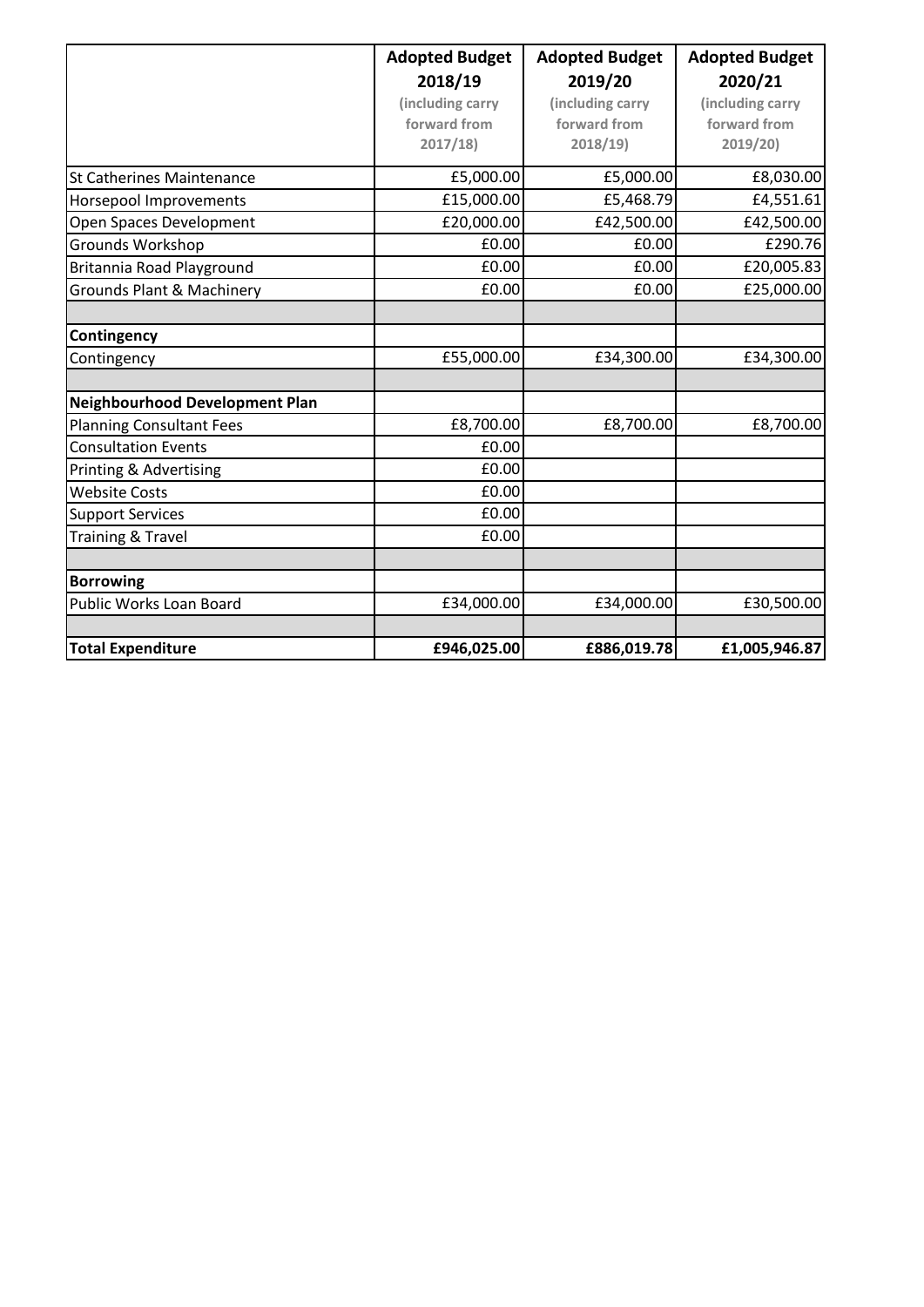| | Adopted Budget 2018/19 (including carry forward from 2017/18) | Adopted Budget 2019/20 (including carry forward from 2018/19) | Adopted Budget 2020/21 (including carry forward from 2019/20) |
|---|---|---|---|
| St Catherines Maintenance | £5,000.00 | £5,000.00 | £8,030.00 |
| Horsepool Improvements | £15,000.00 | £5,468.79 | £4,551.61 |
| Open Spaces Development | £20,000.00 | £42,500.00 | £42,500.00 |
| Grounds Workshop | £0.00 | £0.00 | £290.76 |
| Britannia Road Playground | £0.00 | £0.00 | £20,005.83 |
| Grounds Plant & Machinery | £0.00 | £0.00 | £25,000.00 |
| | | | |
| **Contingency** | | | |
| Contingency | £55,000.00 | £34,300.00 | £34,300.00 |
| | | | |
| **Neighbourhood Development Plan** | | | |
| Planning Consultant Fees | £8,700.00 | £8,700.00 | £8,700.00 |
| Consultation Events | £0.00 | | |
| Printing & Advertising | £0.00 | | |
| Website Costs | £0.00 | | |
| Support Services | £0.00 | | |
| Training & Travel | £0.00 | | |
| | | | |
| **Borrowing** | | | |
| Public Works Loan Board | £34,000.00 | £34,000.00 | £30,500.00 |
| | | | |
| **Total Expenditure** | **£946,025.00** | **£886,019.78** | **£1,005,946.87** |